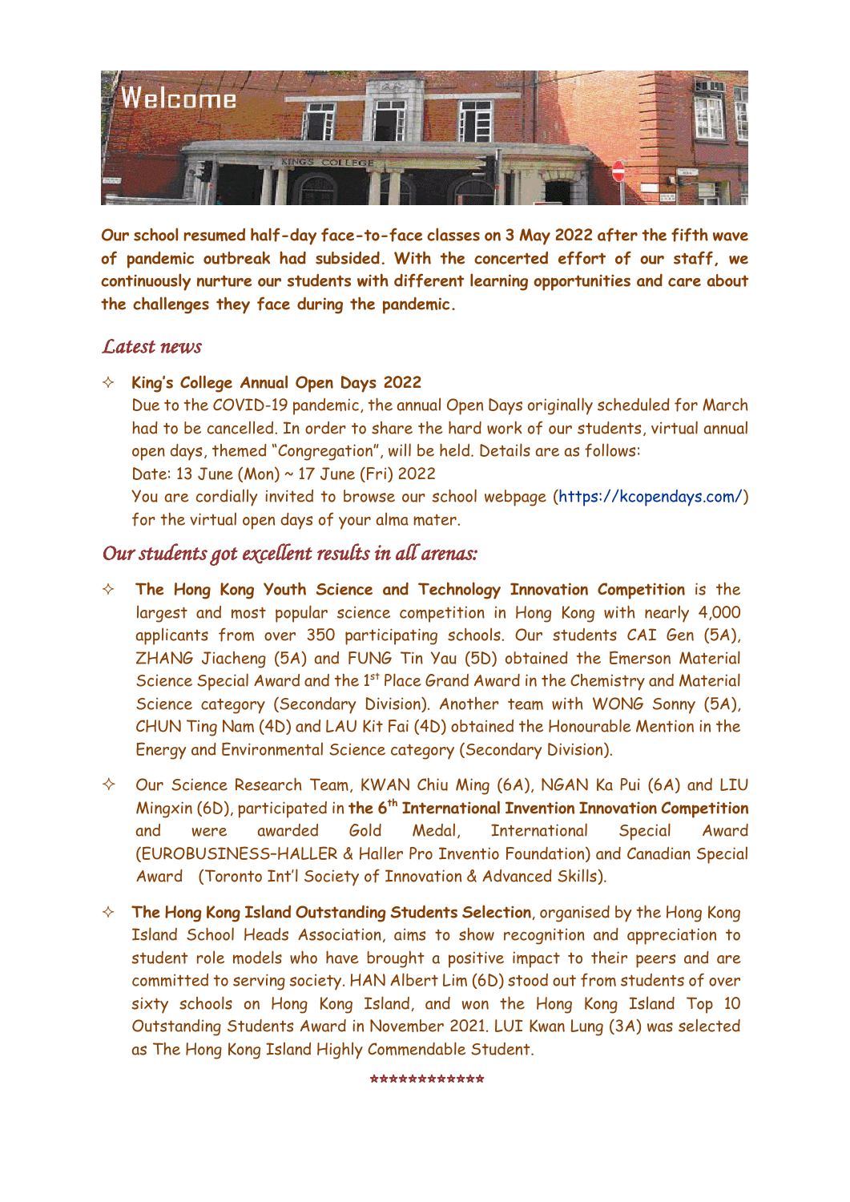# Welcome

**Our school resumed half-day face-to-face classes on 3 May 2022 after the fifth wave of pandemic outbreak had subsided. With the concerted effort of our staff, we continuously nurture our students with different learning opportunities and care about the challenges they face during the pandemic.**

## *Latest news*

- **King's College Annual Open Days 2022**
  Due to the COVID-19 pandemic, the annual Open Days originally scheduled for March had to be cancelled. In order to share the hard work of our students, virtual annual open days, themed "Congregation", will be held. Details are as follows:
  Date: 13 June (Mon) ~ 17 June (Fri) 2022
  You are cordially invited to browse our school webpage (https://kcopendays.com/) for the virtual open days of your alma mater.

## *Our students got excellent results in all arenas:*

- **The Hong Kong Youth Science and Technology Innovation Competition** is the largest and most popular science competition in Hong Kong with nearly 4,000 applicants from over 350 participating schools. Our students CAI Gen (5A), ZHANG Jiacheng (5A) and FUNG Tin Yau (5D) obtained the Emerson Material Science Special Award and the 1st Place Grand Award in the Chemistry and Material Science category (Secondary Division). Another team with WONG Sonny (5A), CHUN Ting Nam (4D) and LAU Kit Fai (4D) obtained the Honourable Mention in the Energy and Environmental Science category (Secondary Division).

- Our Science Research Team, KWAN Chiu Ming (6A), NGAN Ka Pui (6A) and LIU Mingxin (6D), participated in **the 6th International Invention Innovation Competition** and were awarded Gold Medal, International Special Award (EUROBUSINESS–HALLER & Haller Pro Inventio Foundation) and Canadian Special Award (Toronto Int'l Society of Innovation & Advanced Skills).

- **The Hong Kong Island Outstanding Students Selection**, organised by the Hong Kong Island School Heads Association, aims to show recognition and appreciation to student role models who have brought a positive impact to their peers and are committed to serving society. HAN Albert Lim (6D) stood out from students of over sixty schools on Hong Kong Island, and won the Hong Kong Island Top 10 Outstanding Students Award in November 2021. LUI Kwan Lung (3A) was selected as The Hong Kong Island Highly Commendable Student.

*************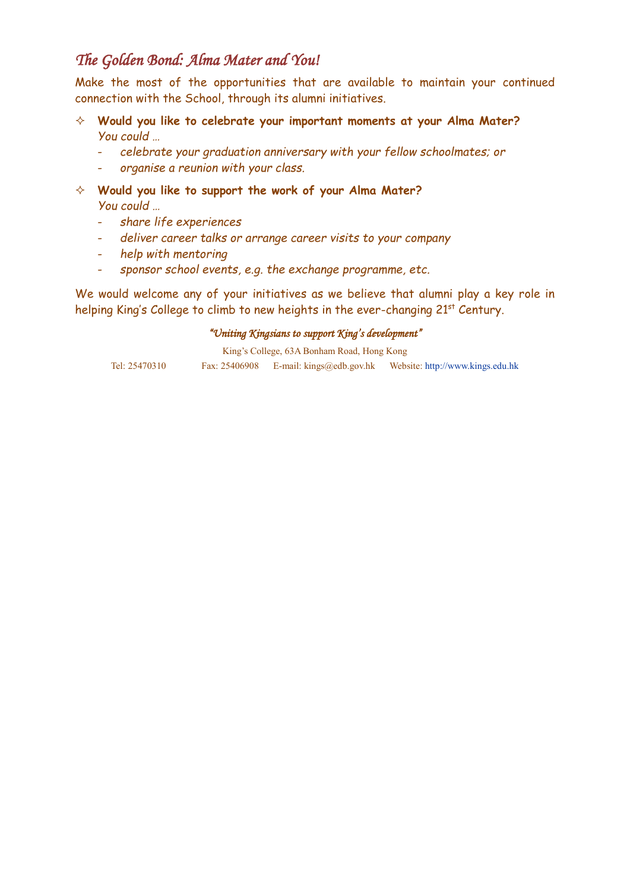## *The Golden Bond: Alma Mater and You!*

Make the most of the opportunities that are available to maintain your continued connection with the School, through its alumni initiatives.

- **Would you like to celebrate your important moments at your Alma Mater?**
  *You could …*
  - *celebrate your graduation anniversary with your fellow schoolmates; or*
  - *organise a reunion with your class.*

- **Would you like to support the work of your Alma Mater?**
  *You could …*
  - *share life experiences*
  - *deliver career talks or arrange career visits to your company*
  - *help with mentoring*
  - *sponsor school events, e.g. the exchange programme, etc.*

We would welcome any of your initiatives as we believe that alumni play a key role in helping King's College to climb to new heights in the ever-changing 21st Century.

*"Uniting Kingsians to support King's development"*

King's College, 63A Bonham Road, Hong Kong

Tel: 25470310 Fax: 25406908 E-mail: kings@edb.gov.hk Website: http://www.kings.edu.hk